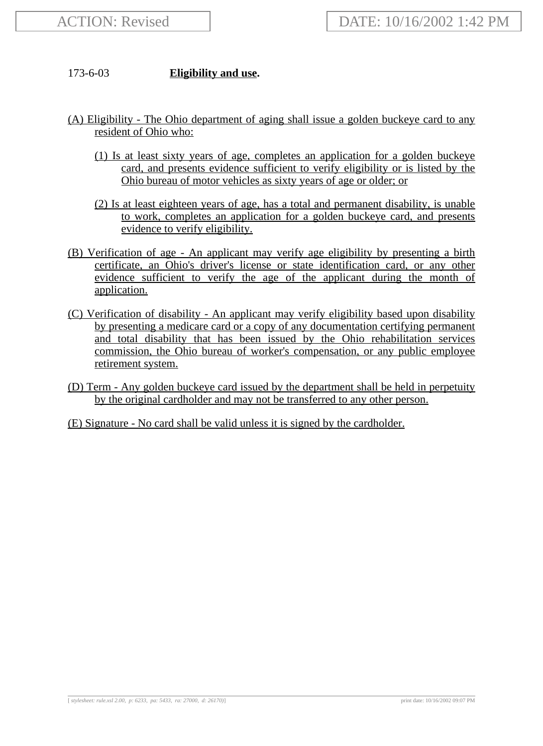ACTION: Revised

DATE: 10/16/2002 1:42 PM

173-6-03 **Eligibility and use.**

(A) Eligibility - The Ohio department of aging shall issue a golden buckeye card to any resident of Ohio who:

(1) Is at least sixty years of age, completes an application for a golden buckeye card, and presents evidence sufficient to verify eligibility or is listed by the Ohio bureau of motor vehicles as sixty years of age or older; or

(2) Is at least eighteen years of age, has a total and permanent disability, is unable to work, completes an application for a golden buckeye card, and presents evidence to verify eligibility.

(B) Verification of age - An applicant may verify age eligibility by presenting a birth certificate, an Ohio's driver's license or state identification card, or any other evidence sufficient to verify the age of the applicant during the month of application.

(C) Verification of disability - An applicant may verify eligibility based upon disability by presenting a medicare card or a copy of any documentation certifying permanent and total disability that has been issued by the Ohio rehabilitation services commission, the Ohio bureau of worker's compensation, or any public employee retirement system.

(D) Term - Any golden buckeye card issued by the department shall be held in perpetuity by the original cardholder and may not be transferred to any other person.

(E) Signature - No card shall be valid unless it is signed by the cardholder.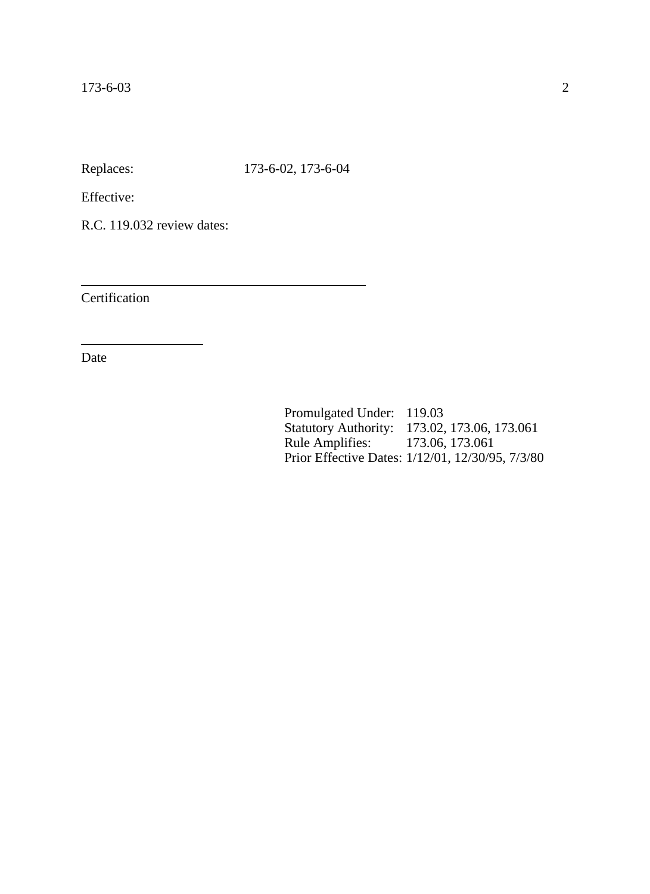| | |
|---|---|
| Replaces: | 173-6-02, 173-6-04 |
| Effective: | |
| R.C. 119.032 review dates: | |

\_\_\_\_\_\_\_\_\_\_\_\_\_\_\_\_\_\_\_\_\_\_\_\_\_\_\_\_\_\_\_\_\_\_\_\_\_\_\_\_\_\_\_\_

Certification

\_\_\_\_\_\_\_\_\_\_\_\_\_\_\_\_\_\_\_

Date

| | |
|---|---|
| Promulgated Under: | 119.03 |
| Statutory Authority: | 173.02, 173.06, 173.061 |
| Rule Amplifies: | 173.06, 173.061 |
| Prior Effective Dates: | 1/12/01, 12/30/95, 7/3/80 |